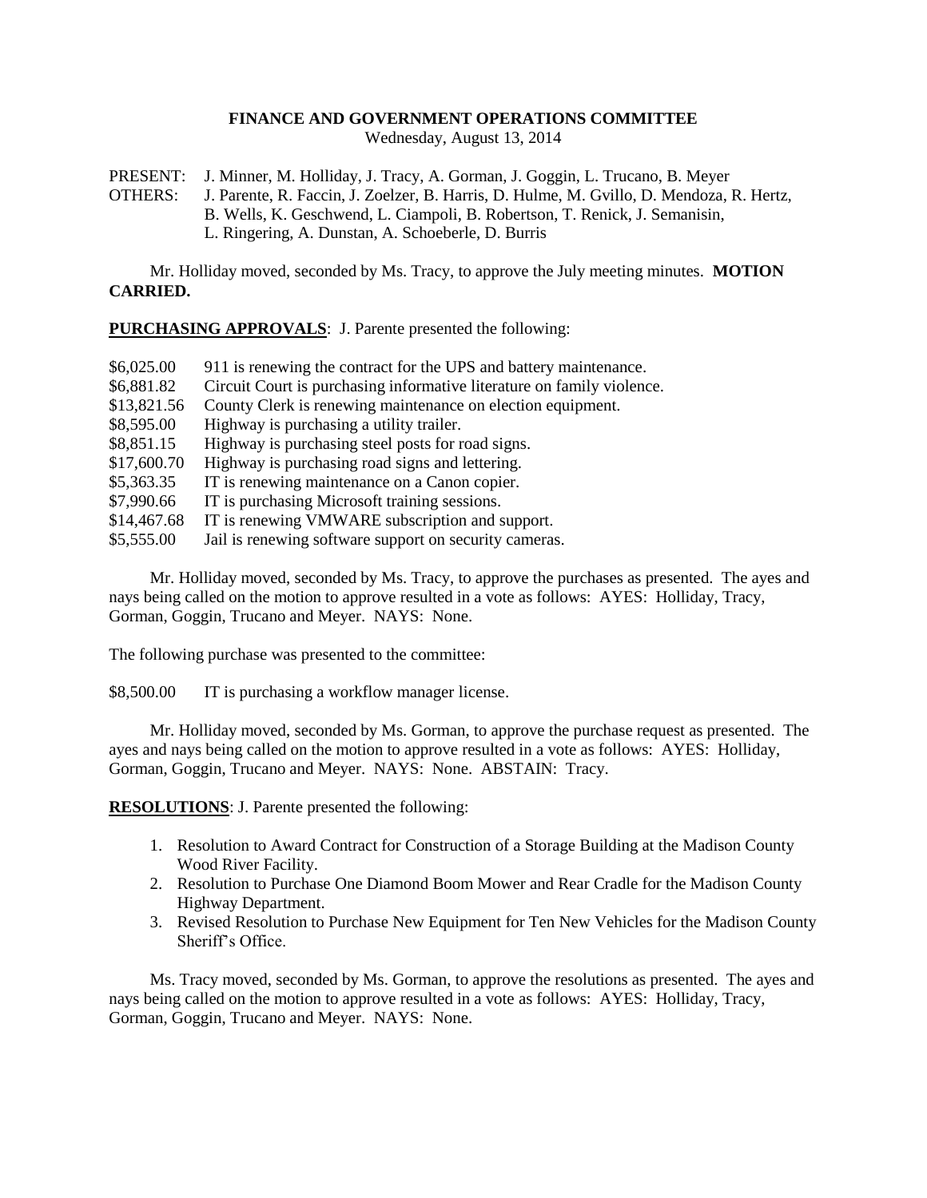# FINANCE AND GOVERNMENT OPERATIONS COMMITTEE

Wednesday, August 13, 2014

PRESENT: J. Minner, M. Holliday, J. Tracy, A. Gorman, J. Goggin, L. Trucano, B. Meyer
OTHERS: J. Parente, R. Faccin, J. Zoelzer, B. Harris, D. Hulme, M. Gvillo, D. Mendoza, R. Hertz, B. Wells, K. Geschwend, L. Ciampoli, B. Robertson, T. Renick, J. Semanisin, L. Ringering, A. Dunstan, A. Schoeberle, D. Burris

Mr. Holliday moved, seconded by Ms. Tracy, to approve the July meeting minutes. **MOTION CARRIED.**

**PURCHASING APPROVALS**: J. Parente presented the following:

| | |
|---|---|
| $6,025.00 | 911 is renewing the contract for the UPS and battery maintenance. |
| $6,881.82 | Circuit Court is purchasing informative literature on family violence. |
| $13,821.56 | County Clerk is renewing maintenance on election equipment. |
| $8,595.00 | Highway is purchasing a utility trailer. |
| $8,851.15 | Highway is purchasing steel posts for road signs. |
| $17,600.70 | Highway is purchasing road signs and lettering. |
| $5,363.35 | IT is renewing maintenance on a Canon copier. |
| $7,990.66 | IT is purchasing Microsoft training sessions. |
| $14,467.68 | IT is renewing VMWARE subscription and support. |
| $5,555.00 | Jail is renewing software support on security cameras. |

Mr. Holliday moved, seconded by Ms. Tracy, to approve the purchases as presented. The ayes and nays being called on the motion to approve resulted in a vote as follows: AYES: Holliday, Tracy, Gorman, Goggin, Trucano and Meyer. NAYS: None.

The following purchase was presented to the committee:

$8,500.00 IT is purchasing a workflow manager license.

Mr. Holliday moved, seconded by Ms. Gorman, to approve the purchase request as presented. The ayes and nays being called on the motion to approve resulted in a vote as follows: AYES: Holliday, Gorman, Goggin, Trucano and Meyer. NAYS: None. ABSTAIN: Tracy.

**RESOLUTIONS**: J. Parente presented the following:

1. Resolution to Award Contract for Construction of a Storage Building at the Madison County Wood River Facility.
2. Resolution to Purchase One Diamond Boom Mower and Rear Cradle for the Madison County Highway Department.
3. Revised Resolution to Purchase New Equipment for Ten New Vehicles for the Madison County Sheriff's Office.

Ms. Tracy moved, seconded by Ms. Gorman, to approve the resolutions as presented. The ayes and nays being called on the motion to approve resulted in a vote as follows: AYES: Holliday, Tracy, Gorman, Goggin, Trucano and Meyer. NAYS: None.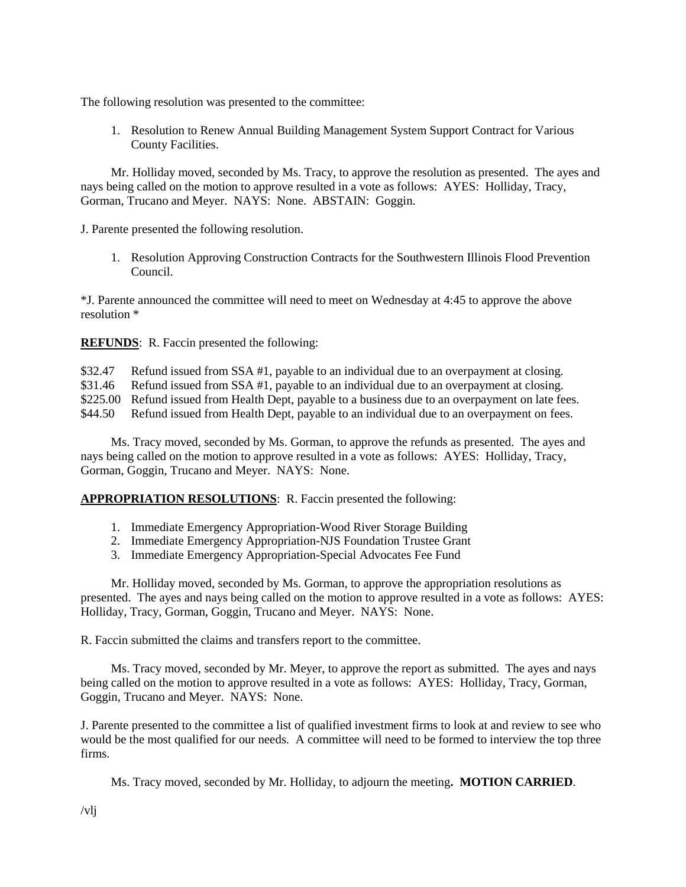The following resolution was presented to the committee:

1. Resolution to Renew Annual Building Management System Support Contract for Various County Facilities.

Mr. Holliday moved, seconded by Ms. Tracy, to approve the resolution as presented. The ayes and nays being called on the motion to approve resulted in a vote as follows: AYES: Holliday, Tracy, Gorman, Trucano and Meyer. NAYS: None. ABSTAIN: Goggin.

J. Parente presented the following resolution.

1. Resolution Approving Construction Contracts for the Southwestern Illinois Flood Prevention Council.

*J. Parente announced the committee will need to meet on Wednesday at 4:45 to approve the above resolution *

**REFUNDS**: R. Faccin presented the following:

$32.47 Refund issued from SSA #1, payable to an individual due to an overpayment at closing.
$31.46 Refund issued from SSA #1, payable to an individual due to an overpayment at closing.
$225.00 Refund issued from Health Dept, payable to a business due to an overpayment on late fees.
$44.50 Refund issued from Health Dept, payable to an individual due to an overpayment on fees.

Ms. Tracy moved, seconded by Ms. Gorman, to approve the refunds as presented. The ayes and nays being called on the motion to approve resulted in a vote as follows: AYES: Holliday, Tracy, Gorman, Goggin, Trucano and Meyer. NAYS: None.

**APPROPRIATION RESOLUTIONS**: R. Faccin presented the following:

1. Immediate Emergency Appropriation-Wood River Storage Building
2. Immediate Emergency Appropriation-NJS Foundation Trustee Grant
3. Immediate Emergency Appropriation-Special Advocates Fee Fund

Mr. Holliday moved, seconded by Ms. Gorman, to approve the appropriation resolutions as presented. The ayes and nays being called on the motion to approve resulted in a vote as follows: AYES: Holliday, Tracy, Gorman, Goggin, Trucano and Meyer. NAYS: None.

R. Faccin submitted the claims and transfers report to the committee.

Ms. Tracy moved, seconded by Mr. Meyer, to approve the report as submitted. The ayes and nays being called on the motion to approve resulted in a vote as follows: AYES: Holliday, Tracy, Gorman, Goggin, Trucano and Meyer. NAYS: None.

J. Parente presented to the committee a list of qualified investment firms to look at and review to see who would be the most qualified for our needs. A committee will need to be formed to interview the top three firms.

Ms. Tracy moved, seconded by Mr. Holliday, to adjourn the meeting**. MOTION CARRIED**.

/vlj